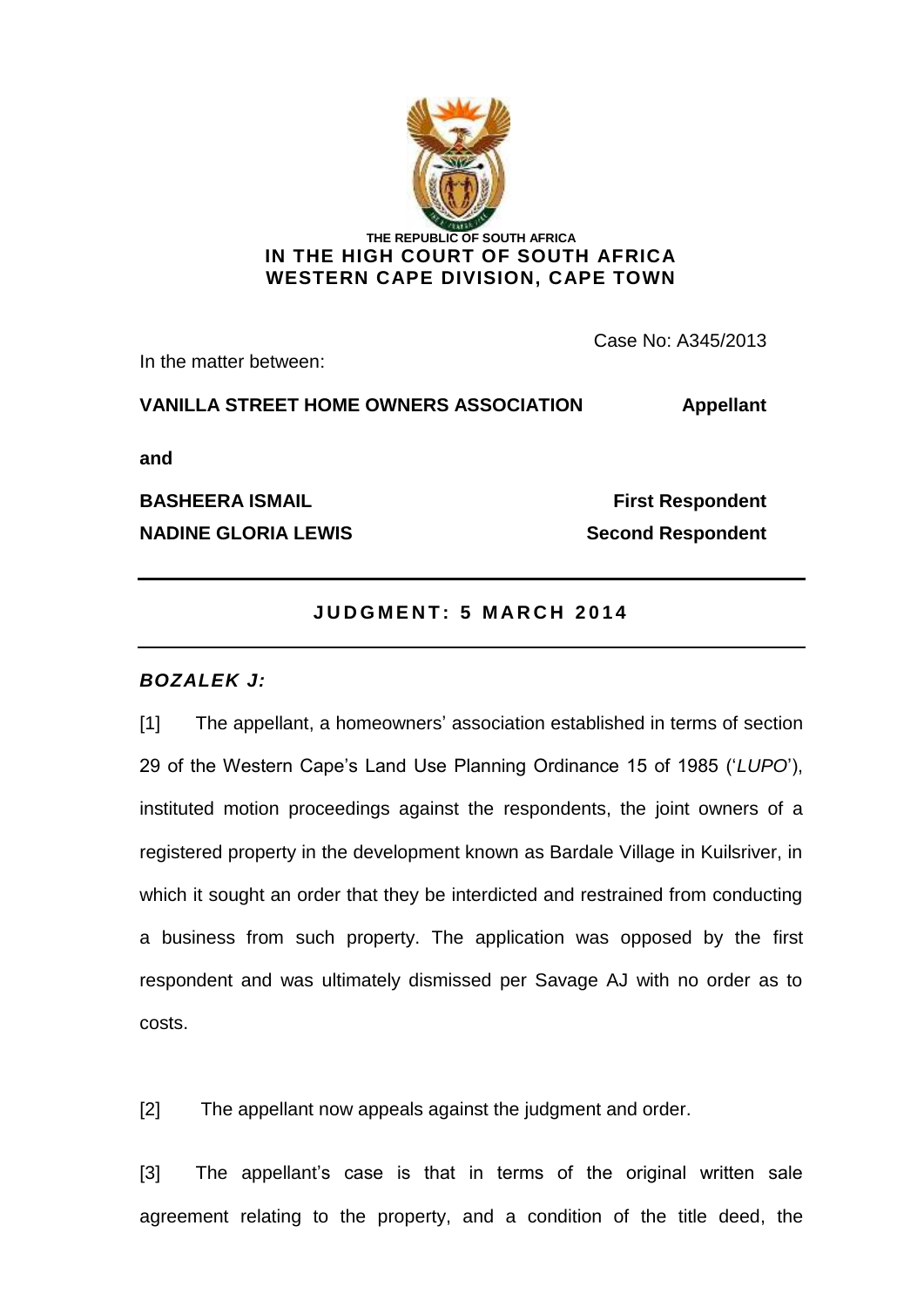THE REPUBLIC OF SOUTH AFRICA

**IN THE HIGH COURT OF SOUTH AFRICA**
**WESTERN CAPE DIVISION, CAPE TOWN**

Case No: A345/2013

In the matter between:

**VANILLA STREET HOME OWNERS ASSOCIATION** — **Appellant**

**and**

**BASHEERA ISMAIL** — **First Respondent**

**NADINE GLORIA LEWIS** — **Second Respondent**

---

**JUDGMENT: 5 MARCH 2014**

---

***BOZALEK J:***

[1] The appellant, a homeowners' association established in terms of section 29 of the Western Cape's Land Use Planning Ordinance 15 of 1985 ('*LUPO*'), instituted motion proceedings against the respondents, the joint owners of a registered property in the development known as Bardale Village in Kuilsriver, in which it sought an order that they be interdicted and restrained from conducting a business from such property. The application was opposed by the first respondent and was ultimately dismissed per Savage AJ with no order as to costs.

[2] The appellant now appeals against the judgment and order.

[3] The appellant's case is that in terms of the original written sale agreement relating to the property, and a condition of the title deed, the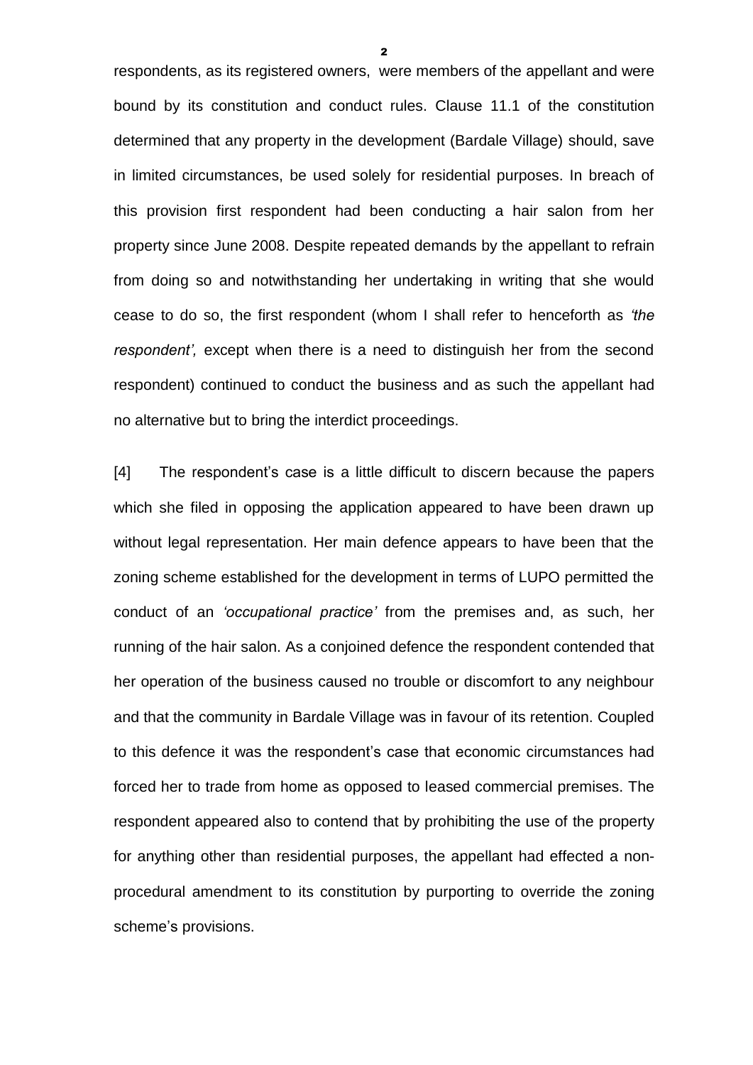respondents, as its registered owners, were members of the appellant and were bound by its constitution and conduct rules. Clause 11.1 of the constitution determined that any property in the development (Bardale Village) should, save in limited circumstances, be used solely for residential purposes. In breach of this provision first respondent had been conducting a hair salon from her property since June 2008. Despite repeated demands by the appellant to refrain from doing so and notwithstanding her undertaking in writing that she would cease to do so, the first respondent (whom I shall refer to henceforth as *'the respondent',* except when there is a need to distinguish her from the second respondent) continued to conduct the business and as such the appellant had no alternative but to bring the interdict proceedings.

[4] The respondent's case is a little difficult to discern because the papers which she filed in opposing the application appeared to have been drawn up without legal representation. Her main defence appears to have been that the zoning scheme established for the development in terms of LUPO permitted the conduct of an *'occupational practice'* from the premises and, as such, her running of the hair salon. As a conjoined defence the respondent contended that her operation of the business caused no trouble or discomfort to any neighbour and that the community in Bardale Village was in favour of its retention. Coupled to this defence it was the respondent's case that economic circumstances had forced her to trade from home as opposed to leased commercial premises. The respondent appeared also to contend that by prohibiting the use of the property for anything other than residential purposes, the appellant had effected a non-procedural amendment to its constitution by purporting to override the zoning scheme's provisions.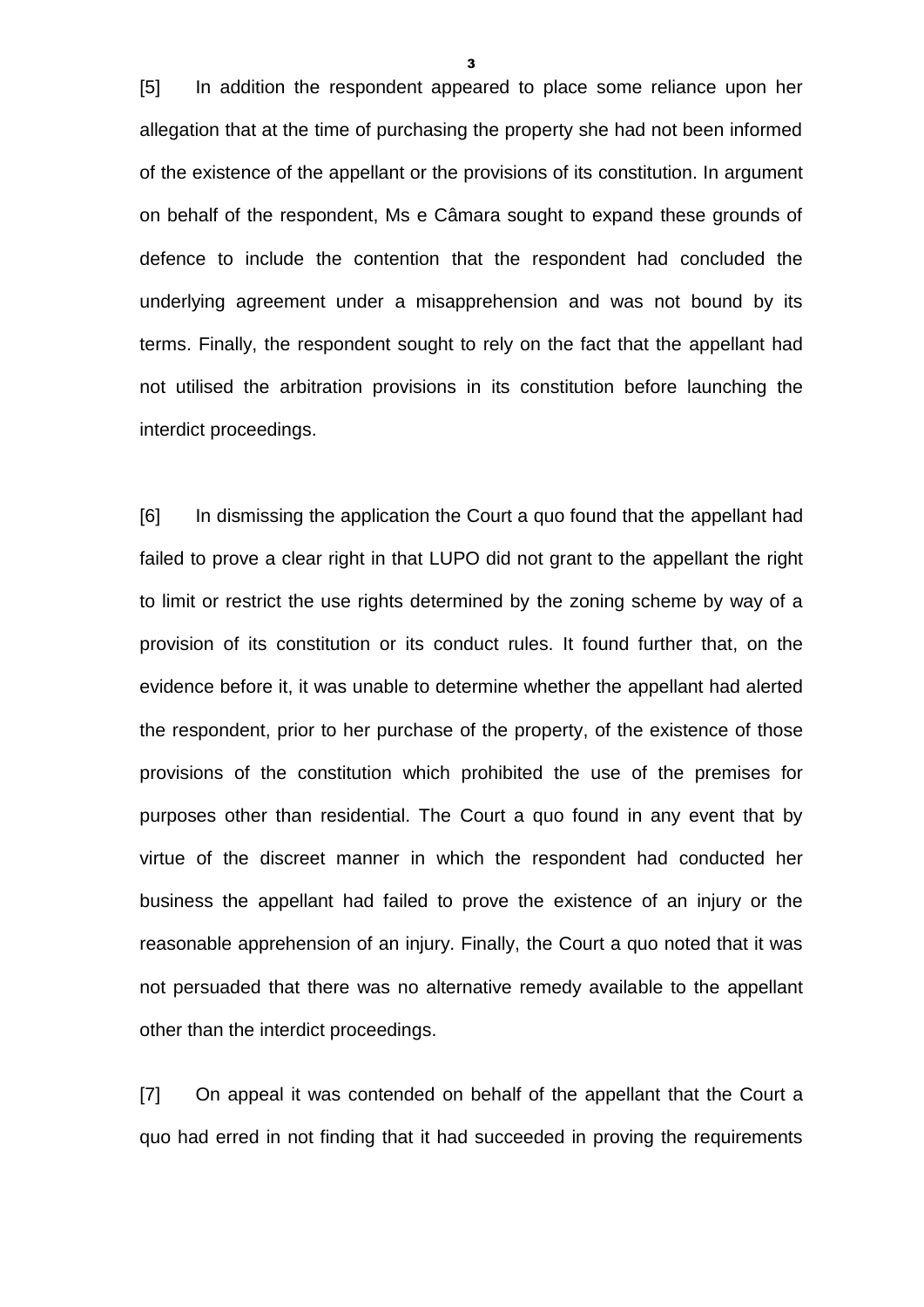[5] In addition the respondent appeared to place some reliance upon her allegation that at the time of purchasing the property she had not been informed of the existence of the appellant or the provisions of its constitution. In argument on behalf of the respondent, Ms e Câmara sought to expand these grounds of defence to include the contention that the respondent had concluded the underlying agreement under a misapprehension and was not bound by its terms. Finally, the respondent sought to rely on the fact that the appellant had not utilised the arbitration provisions in its constitution before launching the interdict proceedings.

[6] In dismissing the application the Court a quo found that the appellant had failed to prove a clear right in that LUPO did not grant to the appellant the right to limit or restrict the use rights determined by the zoning scheme by way of a provision of its constitution or its conduct rules. It found further that, on the evidence before it, it was unable to determine whether the appellant had alerted the respondent, prior to her purchase of the property, of the existence of those provisions of the constitution which prohibited the use of the premises for purposes other than residential. The Court a quo found in any event that by virtue of the discreet manner in which the respondent had conducted her business the appellant had failed to prove the existence of an injury or the reasonable apprehension of an injury. Finally, the Court a quo noted that it was not persuaded that there was no alternative remedy available to the appellant other than the interdict proceedings.

[7] On appeal it was contended on behalf of the appellant that the Court a quo had erred in not finding that it had succeeded in proving the requirements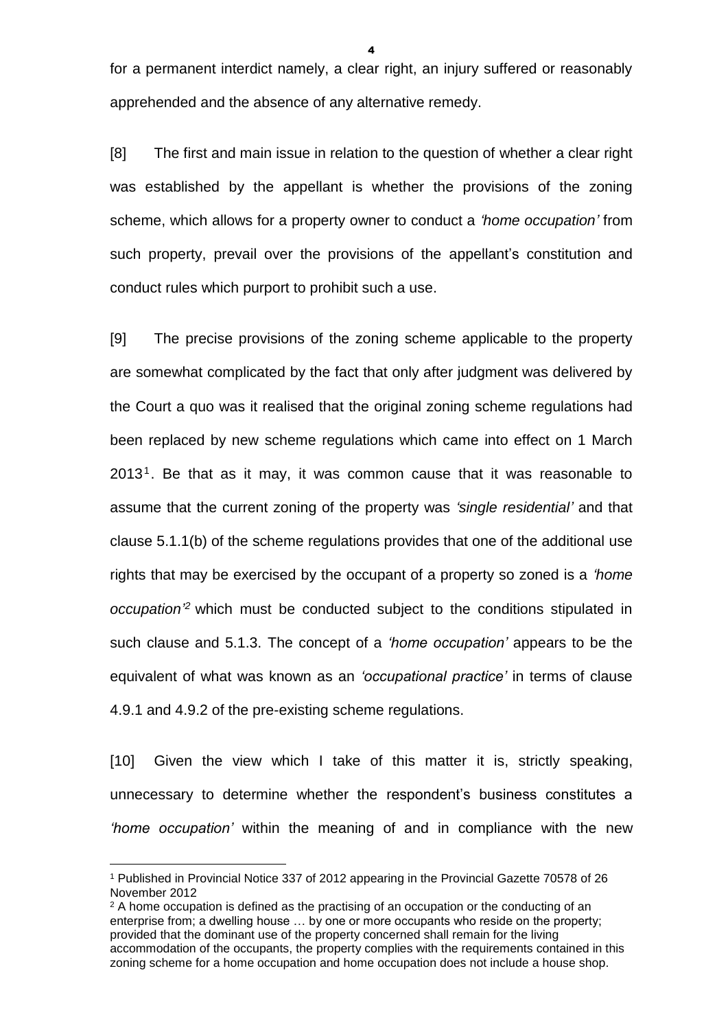for a permanent interdict namely, a clear right, an injury suffered or reasonably apprehended and the absence of any alternative remedy.

[8] The first and main issue in relation to the question of whether a clear right was established by the appellant is whether the provisions of the zoning scheme, which allows for a property owner to conduct a *'home occupation'* from such property, prevail over the provisions of the appellant's constitution and conduct rules which purport to prohibit such a use.

[9] The precise provisions of the zoning scheme applicable to the property are somewhat complicated by the fact that only after judgment was delivered by the Court a quo was it realised that the original zoning scheme regulations had been replaced by new scheme regulations which came into effect on 1 March 2013[1]. Be that as it may, it was common cause that it was reasonable to assume that the current zoning of the property was *'single residential'* and that clause 5.1.1(b) of the scheme regulations provides that one of the additional use rights that may be exercised by the occupant of a property so zoned is a *'home occupation'*[2] which must be conducted subject to the conditions stipulated in such clause and 5.1.3. The concept of a *'home occupation'* appears to be the equivalent of what was known as an *'occupational practice'* in terms of clause 4.9.1 and 4.9.2 of the pre-existing scheme regulations.

[10] Given the view which I take of this matter it is, strictly speaking, unnecessary to determine whether the respondent's business constitutes a *'home occupation'* within the meaning of and in compliance with the new

---

[1] Published in Provincial Notice 337 of 2012 appearing in the Provincial Gazette 70578 of 26 November 2012

[2] A home occupation is defined as the practising of an occupation or the conducting of an enterprise from; a dwelling house … by one or more occupants who reside on the property; provided that the dominant use of the property concerned shall remain for the living accommodation of the occupants, the property complies with the requirements contained in this zoning scheme for a home occupation and home occupation does not include a house shop.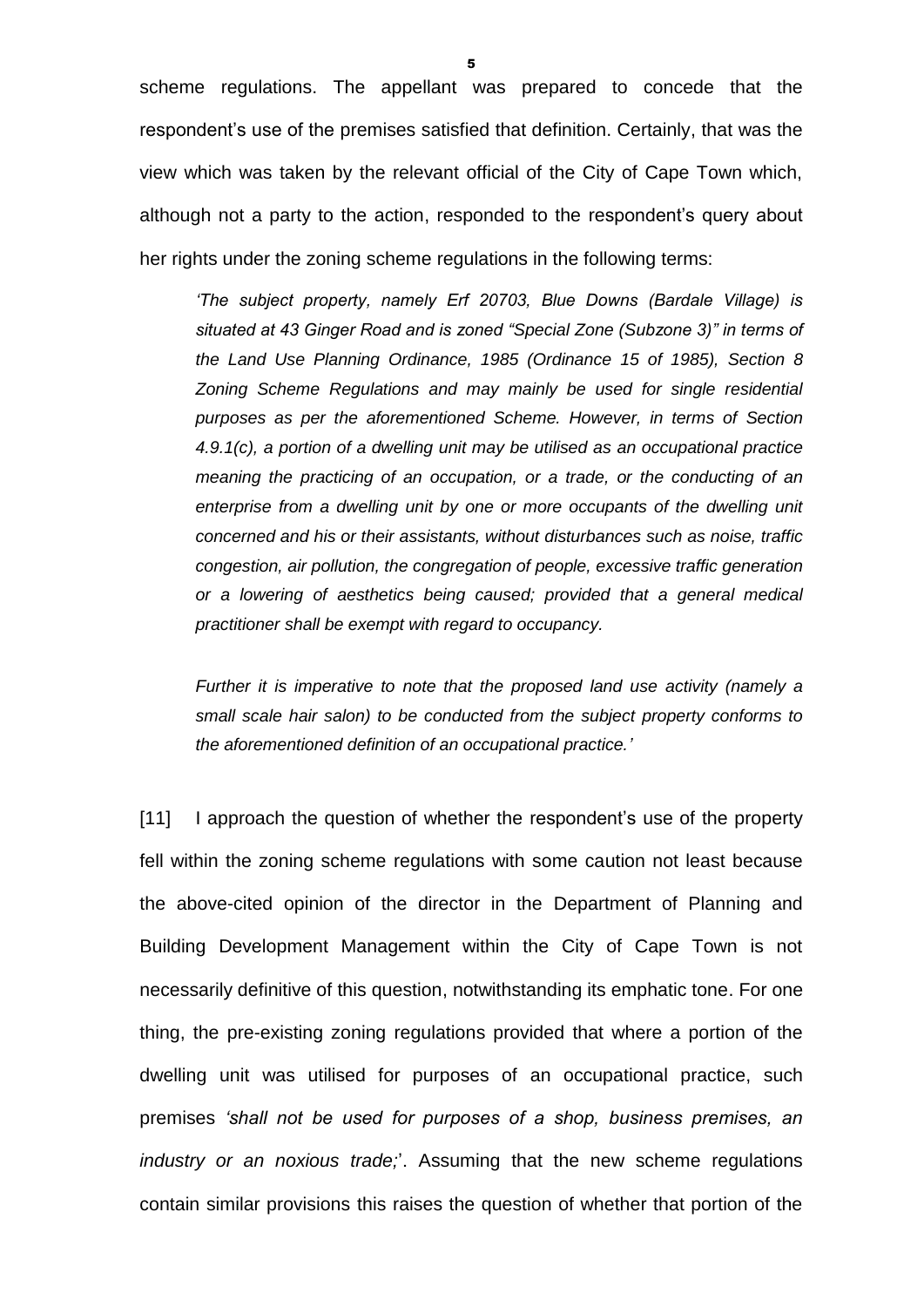scheme regulations. The appellant was prepared to concede that the respondent's use of the premises satisfied that definition. Certainly, that was the view which was taken by the relevant official of the City of Cape Town which, although not a party to the action, responded to the respondent's query about her rights under the zoning scheme regulations in the following terms:

> *'The subject property, namely Erf 20703, Blue Downs (Bardale Village) is situated at 43 Ginger Road and is zoned "Special Zone (Subzone 3)" in terms of the Land Use Planning Ordinance, 1985 (Ordinance 15 of 1985), Section 8 Zoning Scheme Regulations and may mainly be used for single residential purposes as per the aforementioned Scheme. However, in terms of Section 4.9.1(c), a portion of a dwelling unit may be utilised as an occupational practice meaning the practicing of an occupation, or a trade, or the conducting of an enterprise from a dwelling unit by one or more occupants of the dwelling unit concerned and his or their assistants, without disturbances such as noise, traffic congestion, air pollution, the congregation of people, excessive traffic generation or a lowering of aesthetics being caused; provided that a general medical practitioner shall be exempt with regard to occupancy.*
>
> *Further it is imperative to note that the proposed land use activity (namely a small scale hair salon) to be conducted from the subject property conforms to the aforementioned definition of an occupational practice.'*

[11] I approach the question of whether the respondent's use of the property fell within the zoning scheme regulations with some caution not least because the above-cited opinion of the director in the Department of Planning and Building Development Management within the City of Cape Town is not necessarily definitive of this question, notwithstanding its emphatic tone. For one thing, the pre-existing zoning regulations provided that where a portion of the dwelling unit was utilised for purposes of an occupational practice, such premises *'shall not be used for purposes of a shop, business premises, an industry or an noxious trade;'*. Assuming that the new scheme regulations contain similar provisions this raises the question of whether that portion of the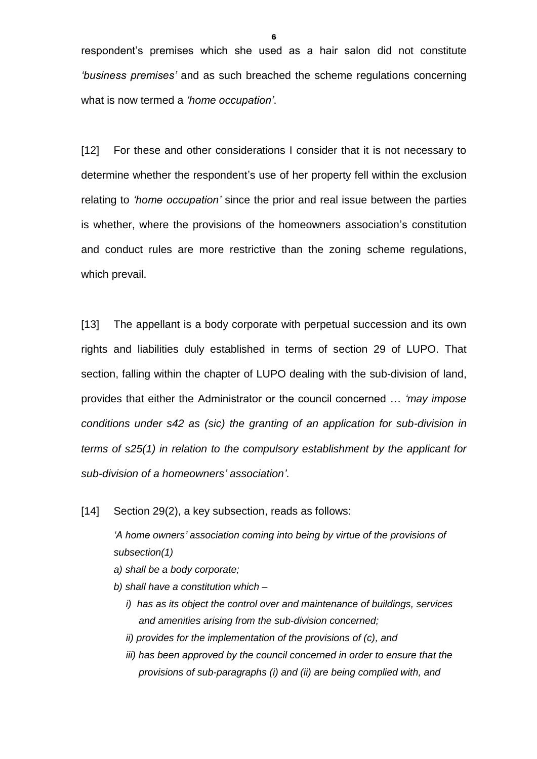respondent's premises which she used as a hair salon did not constitute *'business premises'* and as such breached the scheme regulations concerning what is now termed a *'home occupation'*.

[12] For these and other considerations I consider that it is not necessary to determine whether the respondent's use of her property fell within the exclusion relating to *'home occupation'* since the prior and real issue between the parties is whether, where the provisions of the homeowners association's constitution and conduct rules are more restrictive than the zoning scheme regulations, which prevail.

[13] The appellant is a body corporate with perpetual succession and its own rights and liabilities duly established in terms of section 29 of LUPO. That section, falling within the chapter of LUPO dealing with the sub-division of land, provides that either the Administrator or the council concerned … *'may impose conditions under s42 as (sic) the granting of an application for sub-division in terms of s25(1) in relation to the compulsory establishment by the applicant for sub-division of a homeowners' association'*.

[14] Section 29(2), a key subsection, reads as follows:

> *'A home owners' association coming into being by virtue of the provisions of subsection(1)*
>
> *a) shall be a body corporate;*
>
> *b) shall have a constitution which –*
>
> *i) has as its object the control over and maintenance of buildings, services and amenities arising from the sub-division concerned;*
>
> *ii) provides for the implementation of the provisions of (c), and*
>
> *iii) has been approved by the council concerned in order to ensure that the provisions of sub-paragraphs (i) and (ii) are being complied with, and*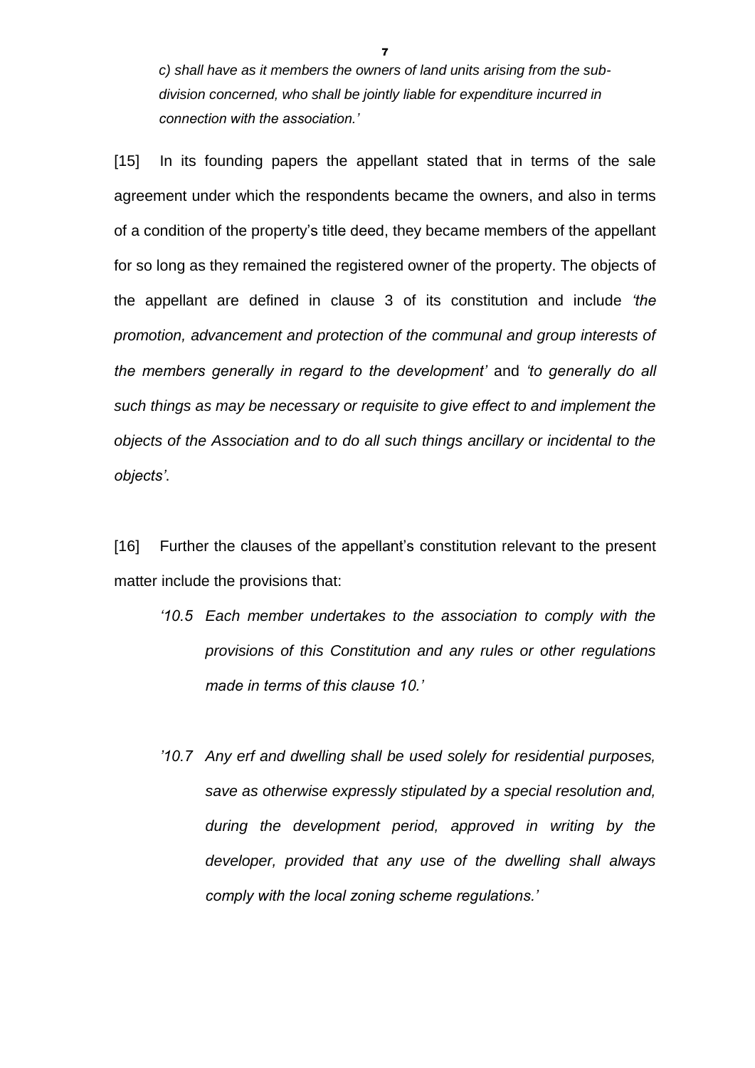*c) shall have as it members the owners of land units arising from the sub-division concerned, who shall be jointly liable for expenditure incurred in connection with the association.'*

[15] In its founding papers the appellant stated that in terms of the sale agreement under which the respondents became the owners, and also in terms of a condition of the property's title deed, they became members of the appellant for so long as they remained the registered owner of the property. The objects of the appellant are defined in clause 3 of its constitution and include *'the promotion, advancement and protection of the communal and group interests of the members generally in regard to the development'* and *'to generally do all such things as may be necessary or requisite to give effect to and implement the objects of the Association and to do all such things ancillary or incidental to the objects'*.

[16] Further the clauses of the appellant's constitution relevant to the present matter include the provisions that:

> *'10.5 Each member undertakes to the association to comply with the provisions of this Constitution and any rules or other regulations made in terms of this clause 10.'*
>
> *'10.7 Any erf and dwelling shall be used solely for residential purposes, save as otherwise expressly stipulated by a special resolution and, during the development period, approved in writing by the developer, provided that any use of the dwelling shall always comply with the local zoning scheme regulations.'*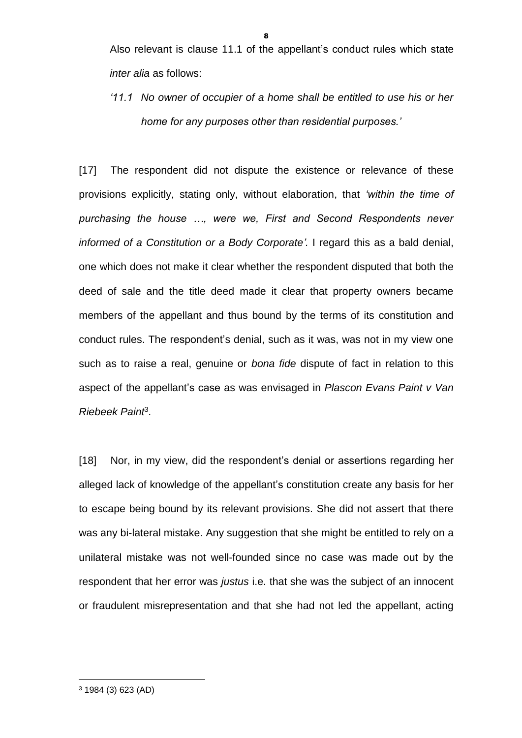Also relevant is clause 11.1 of the appellant's conduct rules which state *inter alia* as follows:

> *'11.1 No owner of occupier of a home shall be entitled to use his or her home for any purposes other than residential purposes.'*

[17] The respondent did not dispute the existence or relevance of these provisions explicitly, stating only, without elaboration, that *'within the time of purchasing the house …, were we, First and Second Respondents never informed of a Constitution or a Body Corporate'.* I regard this as a bald denial, one which does not make it clear whether the respondent disputed that both the deed of sale and the title deed made it clear that property owners became members of the appellant and thus bound by the terms of its constitution and conduct rules. The respondent's denial, such as it was, was not in my view one such as to raise a real, genuine or *bona fide* dispute of fact in relation to this aspect of the appellant's case as was envisaged in *Plascon Evans Paint v Van Riebeek Paint*[3].

[18] Nor, in my view, did the respondent's denial or assertions regarding her alleged lack of knowledge of the appellant's constitution create any basis for her to escape being bound by its relevant provisions. She did not assert that there was any bi-lateral mistake. Any suggestion that she might be entitled to rely on a unilateral mistake was not well-founded since no case was made out by the respondent that her error was *justus* i.e. that she was the subject of an innocent or fraudulent misrepresentation and that she had not led the appellant, acting

[3] 1984 (3) 623 (AD)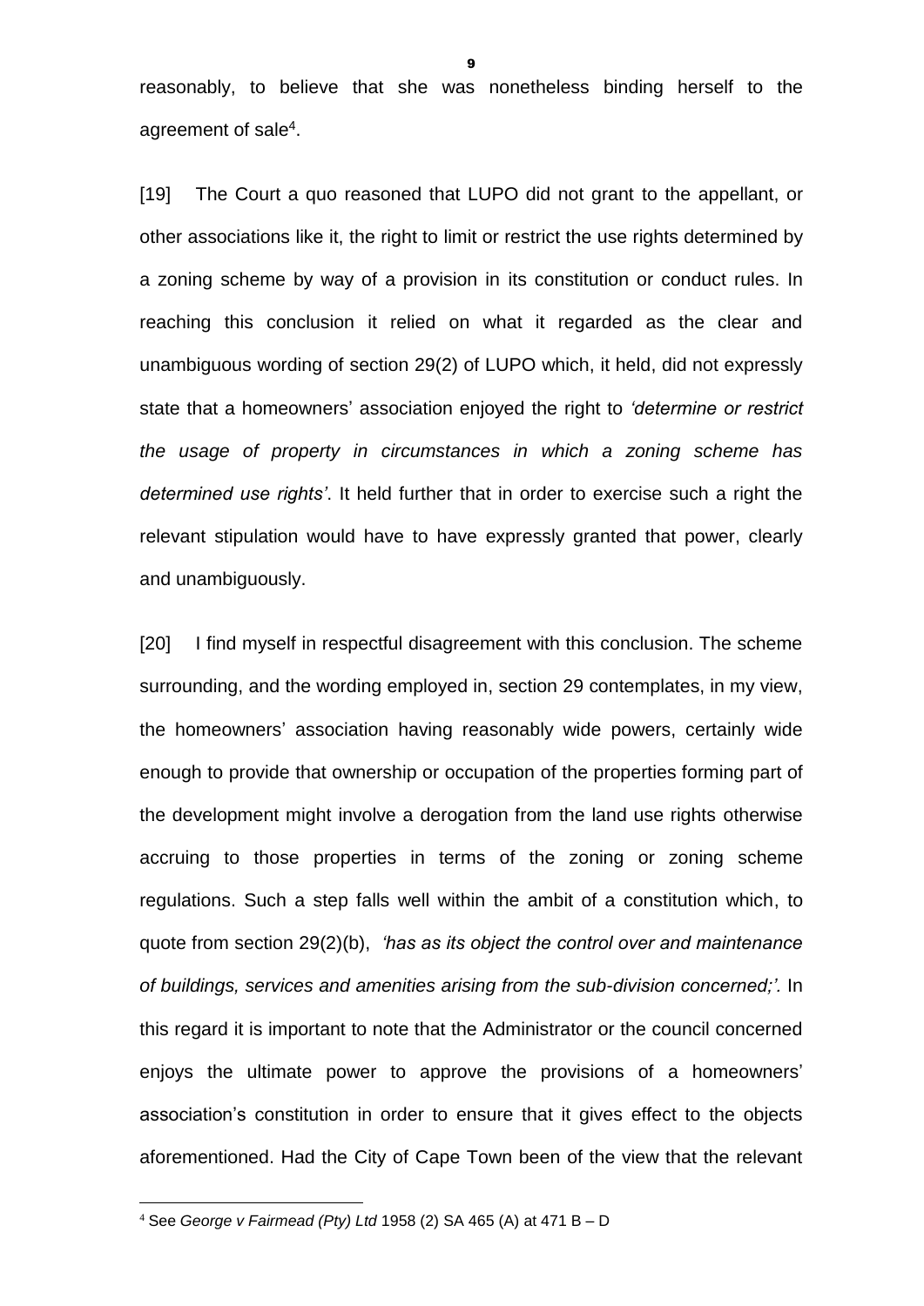reasonably, to believe that she was nonetheless binding herself to the agreement of sale[4].

[19] The Court a quo reasoned that LUPO did not grant to the appellant, or other associations like it, the right to limit or restrict the use rights determined by a zoning scheme by way of a provision in its constitution or conduct rules. In reaching this conclusion it relied on what it regarded as the clear and unambiguous wording of section 29(2) of LUPO which, it held, did not expressly state that a homeowners' association enjoyed the right to *'determine or restrict the usage of property in circumstances in which a zoning scheme has determined use rights'*. It held further that in order to exercise such a right the relevant stipulation would have to have expressly granted that power, clearly and unambiguously.

[20] I find myself in respectful disagreement with this conclusion. The scheme surrounding, and the wording employed in, section 29 contemplates, in my view, the homeowners' association having reasonably wide powers, certainly wide enough to provide that ownership or occupation of the properties forming part of the development might involve a derogation from the land use rights otherwise accruing to those properties in terms of the zoning or zoning scheme regulations. Such a step falls well within the ambit of a constitution which, to quote from section 29(2)(b), *'has as its object the control over and maintenance of buildings, services and amenities arising from the sub-division concerned;'*. In this regard it is important to note that the Administrator or the council concerned enjoys the ultimate power to approve the provisions of a homeowners' association's constitution in order to ensure that it gives effect to the objects aforementioned. Had the City of Cape Town been of the view that the relevant

---

[4] See *George v Fairmead (Pty) Ltd* 1958 (2) SA 465 (A) at 471 B – D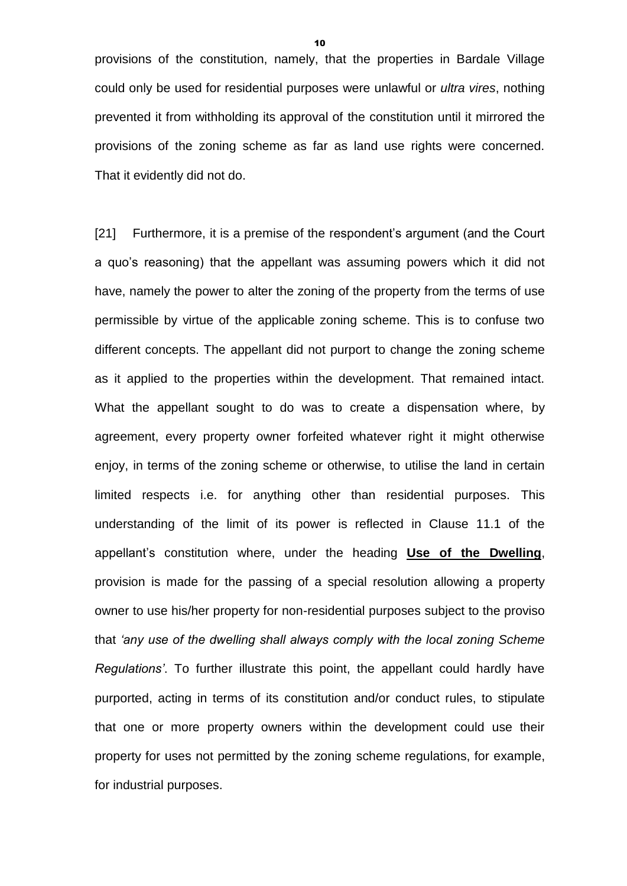provisions of the constitution, namely, that the properties in Bardale Village could only be used for residential purposes were unlawful or *ultra vires*, nothing prevented it from withholding its approval of the constitution until it mirrored the provisions of the zoning scheme as far as land use rights were concerned. That it evidently did not do.

[21] Furthermore, it is a premise of the respondent's argument (and the Court a quo's reasoning) that the appellant was assuming powers which it did not have, namely the power to alter the zoning of the property from the terms of use permissible by virtue of the applicable zoning scheme. This is to confuse two different concepts. The appellant did not purport to change the zoning scheme as it applied to the properties within the development. That remained intact. What the appellant sought to do was to create a dispensation where, by agreement, every property owner forfeited whatever right it might otherwise enjoy, in terms of the zoning scheme or otherwise, to utilise the land in certain limited respects i.e. for anything other than residential purposes. This understanding of the limit of its power is reflected in Clause 11.1 of the appellant's constitution where, under the heading **<u>Use of the Dwelling</u>**, provision is made for the passing of a special resolution allowing a property owner to use his/her property for non-residential purposes subject to the proviso that *'any use of the dwelling shall always comply with the local zoning Scheme Regulations'*. To further illustrate this point, the appellant could hardly have purported, acting in terms of its constitution and/or conduct rules, to stipulate that one or more property owners within the development could use their property for uses not permitted by the zoning scheme regulations, for example, for industrial purposes.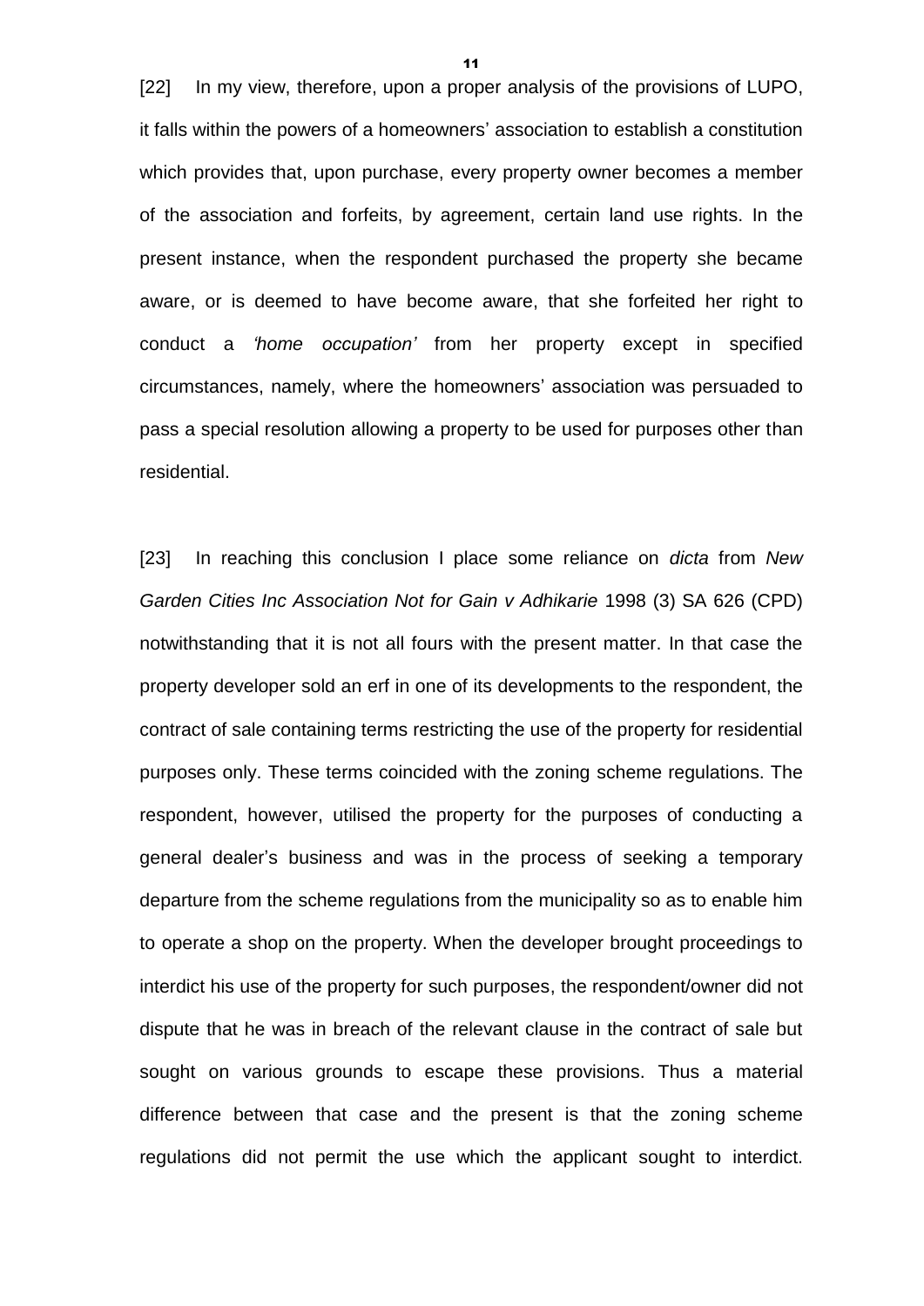[22] In my view, therefore, upon a proper analysis of the provisions of LUPO, it falls within the powers of a homeowners' association to establish a constitution which provides that, upon purchase, every property owner becomes a member of the association and forfeits, by agreement, certain land use rights. In the present instance, when the respondent purchased the property she became aware, or is deemed to have become aware, that she forfeited her right to conduct a *'home occupation'* from her property except in specified circumstances, namely, where the homeowners' association was persuaded to pass a special resolution allowing a property to be used for purposes other than residential.

[23] In reaching this conclusion I place some reliance on *dicta* from *New Garden Cities Inc Association Not for Gain v Adhikarie* 1998 (3) SA 626 (CPD) notwithstanding that it is not all fours with the present matter. In that case the property developer sold an erf in one of its developments to the respondent, the contract of sale containing terms restricting the use of the property for residential purposes only. These terms coincided with the zoning scheme regulations. The respondent, however, utilised the property for the purposes of conducting a general dealer's business and was in the process of seeking a temporary departure from the scheme regulations from the municipality so as to enable him to operate a shop on the property. When the developer brought proceedings to interdict his use of the property for such purposes, the respondent/owner did not dispute that he was in breach of the relevant clause in the contract of sale but sought on various grounds to escape these provisions. Thus a material difference between that case and the present is that the zoning scheme regulations did not permit the use which the applicant sought to interdict.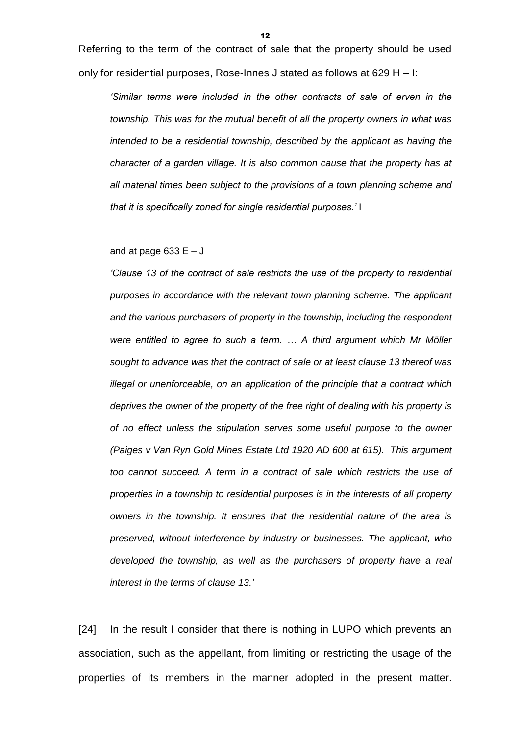Referring to the term of the contract of sale that the property should be used only for residential purposes, Rose-Innes J stated as follows at 629 H – I:

> *'Similar terms were included in the other contracts of sale of erven in the township. This was for the mutual benefit of all the property owners in what was intended to be a residential township, described by the applicant as having the character of a garden village. It is also common cause that the property has at all material times been subject to the provisions of a town planning scheme and that it is specifically zoned for single residential purposes.'* I

and at page 633 E – J

> *'Clause 13 of the contract of sale restricts the use of the property to residential purposes in accordance with the relevant town planning scheme. The applicant and the various purchasers of property in the township, including the respondent were entitled to agree to such a term. … A third argument which Mr Möller sought to advance was that the contract of sale or at least clause 13 thereof was illegal or unenforceable, on an application of the principle that a contract which deprives the owner of the property of the free right of dealing with his property is of no effect unless the stipulation serves some useful purpose to the owner (Paiges v Van Ryn Gold Mines Estate Ltd 1920 AD 600 at 615). This argument too cannot succeed. A term in a contract of sale which restricts the use of properties in a township to residential purposes is in the interests of all property owners in the township. It ensures that the residential nature of the area is preserved, without interference by industry or businesses. The applicant, who developed the township, as well as the purchasers of property have a real interest in the terms of clause 13.'*

[24] In the result I consider that there is nothing in LUPO which prevents an association, such as the appellant, from limiting or restricting the usage of the properties of its members in the manner adopted in the present matter.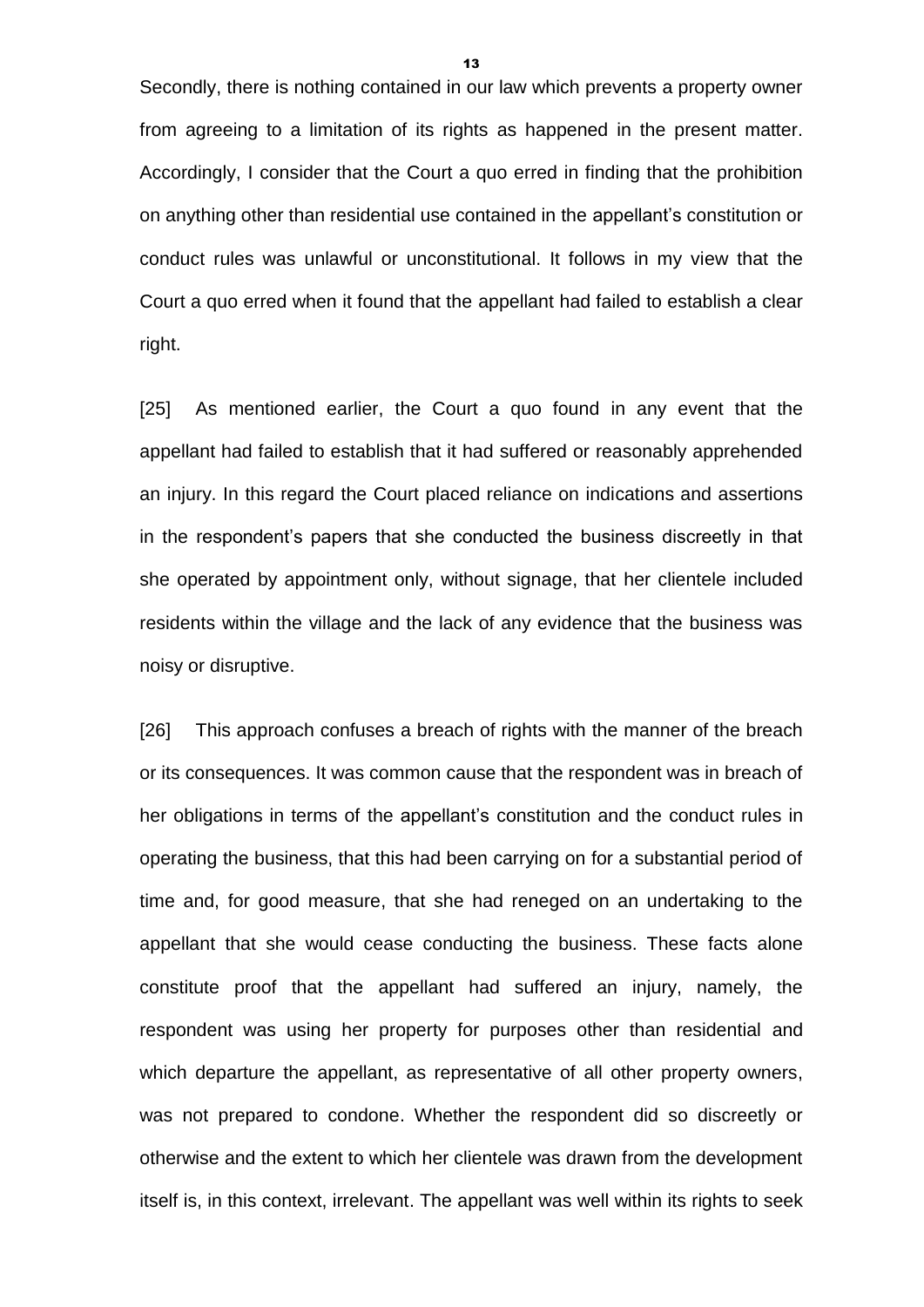Secondly, there is nothing contained in our law which prevents a property owner from agreeing to a limitation of its rights as happened in the present matter. Accordingly, I consider that the Court a quo erred in finding that the prohibition on anything other than residential use contained in the appellant's constitution or conduct rules was unlawful or unconstitutional. It follows in my view that the Court a quo erred when it found that the appellant had failed to establish a clear right.

[25] As mentioned earlier, the Court a quo found in any event that the appellant had failed to establish that it had suffered or reasonably apprehended an injury. In this regard the Court placed reliance on indications and assertions in the respondent's papers that she conducted the business discreetly in that she operated by appointment only, without signage, that her clientele included residents within the village and the lack of any evidence that the business was noisy or disruptive.

[26] This approach confuses a breach of rights with the manner of the breach or its consequences. It was common cause that the respondent was in breach of her obligations in terms of the appellant's constitution and the conduct rules in operating the business, that this had been carrying on for a substantial period of time and, for good measure, that she had reneged on an undertaking to the appellant that she would cease conducting the business. These facts alone constitute proof that the appellant had suffered an injury, namely, the respondent was using her property for purposes other than residential and which departure the appellant, as representative of all other property owners, was not prepared to condone. Whether the respondent did so discreetly or otherwise and the extent to which her clientele was drawn from the development itself is, in this context, irrelevant. The appellant was well within its rights to seek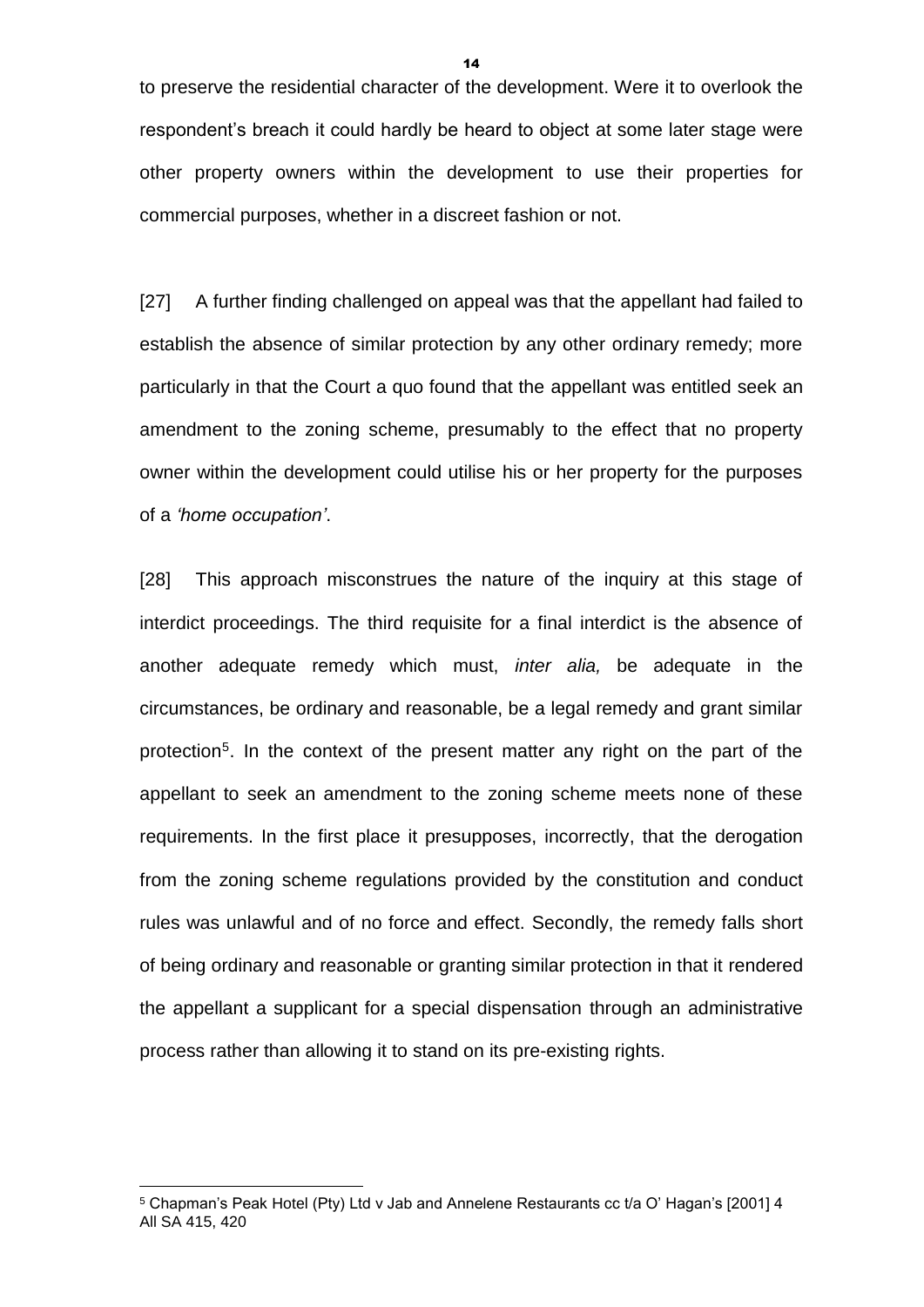to preserve the residential character of the development. Were it to overlook the respondent's breach it could hardly be heard to object at some later stage were other property owners within the development to use their properties for commercial purposes, whether in a discreet fashion or not.

[27] A further finding challenged on appeal was that the appellant had failed to establish the absence of similar protection by any other ordinary remedy; more particularly in that the Court a quo found that the appellant was entitled seek an amendment to the zoning scheme, presumably to the effect that no property owner within the development could utilise his or her property for the purposes of a *'home occupation'*.

[28] This approach misconstrues the nature of the inquiry at this stage of interdict proceedings. The third requisite for a final interdict is the absence of another adequate remedy which must, *inter alia,* be adequate in the circumstances, be ordinary and reasonable, be a legal remedy and grant similar protection[5]. In the context of the present matter any right on the part of the appellant to seek an amendment to the zoning scheme meets none of these requirements. In the first place it presupposes, incorrectly, that the derogation from the zoning scheme regulations provided by the constitution and conduct rules was unlawful and of no force and effect. Secondly, the remedy falls short of being ordinary and reasonable or granting similar protection in that it rendered the appellant a supplicant for a special dispensation through an administrative process rather than allowing it to stand on its pre-existing rights.

---

[5] Chapman's Peak Hotel (Pty) Ltd v Jab and Annelene Restaurants cc t/a O' Hagan's [2001] 4 All SA 415, 420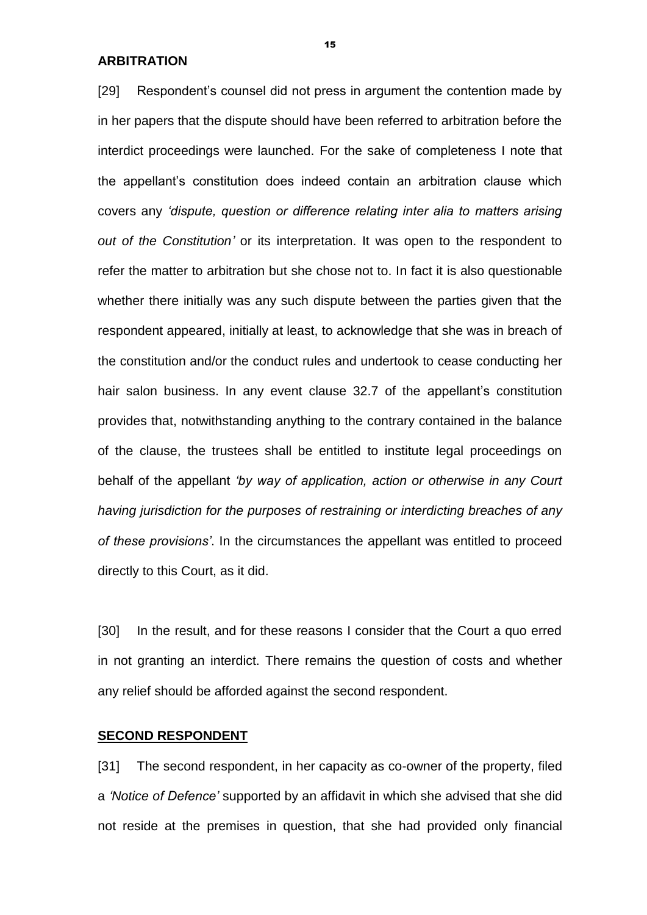**ARBITRATION**

[29] Respondent's counsel did not press in argument the contention made by in her papers that the dispute should have been referred to arbitration before the interdict proceedings were launched. For the sake of completeness I note that the appellant's constitution does indeed contain an arbitration clause which covers any *'dispute, question or difference relating inter alia to matters arising out of the Constitution'* or its interpretation. It was open to the respondent to refer the matter to arbitration but she chose not to. In fact it is also questionable whether there initially was any such dispute between the parties given that the respondent appeared, initially at least, to acknowledge that she was in breach of the constitution and/or the conduct rules and undertook to cease conducting her hair salon business. In any event clause 32.7 of the appellant's constitution provides that, notwithstanding anything to the contrary contained in the balance of the clause, the trustees shall be entitled to institute legal proceedings on behalf of the appellant *'by way of application, action or otherwise in any Court having jurisdiction for the purposes of restraining or interdicting breaches of any of these provisions'*. In the circumstances the appellant was entitled to proceed directly to this Court, as it did.

[30] In the result, and for these reasons I consider that the Court a quo erred in not granting an interdict. There remains the question of costs and whether any relief should be afforded against the second respondent.

**SECOND RESPONDENT**

[31] The second respondent, in her capacity as co-owner of the property, filed a *'Notice of Defence'* supported by an affidavit in which she advised that she did not reside at the premises in question, that she had provided only financial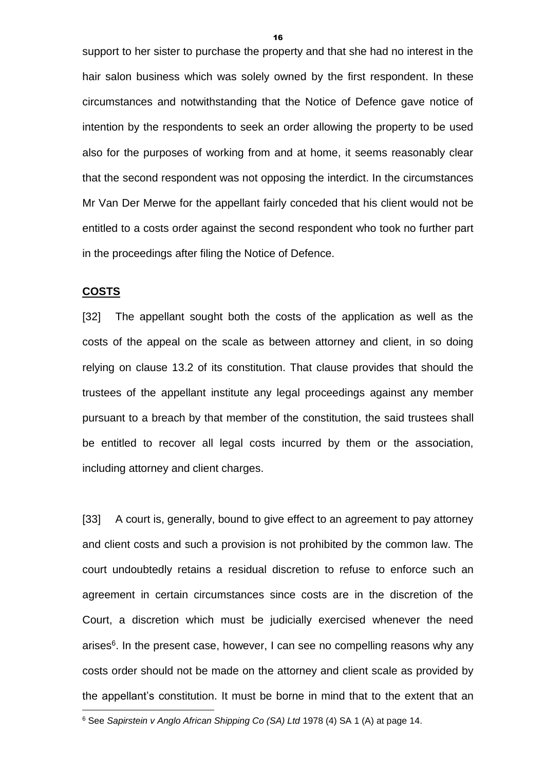support to her sister to purchase the property and that she had no interest in the hair salon business which was solely owned by the first respondent. In these circumstances and notwithstanding that the Notice of Defence gave notice of intention by the respondents to seek an order allowing the property to be used also for the purposes of working from and at home, it seems reasonably clear that the second respondent was not opposing the interdict. In the circumstances Mr Van Der Merwe for the appellant fairly conceded that his client would not be entitled to a costs order against the second respondent who took no further part in the proceedings after filing the Notice of Defence.

## **COSTS**

[32] The appellant sought both the costs of the application as well as the costs of the appeal on the scale as between attorney and client, in so doing relying on clause 13.2 of its constitution. That clause provides that should the trustees of the appellant institute any legal proceedings against any member pursuant to a breach by that member of the constitution, the said trustees shall be entitled to recover all legal costs incurred by them or the association, including attorney and client charges.

[33] A court is, generally, bound to give effect to an agreement to pay attorney and client costs and such a provision is not prohibited by the common law. The court undoubtedly retains a residual discretion to refuse to enforce such an agreement in certain circumstances since costs are in the discretion of the Court, a discretion which must be judicially exercised whenever the need arises[6]. In the present case, however, I can see no compelling reasons why any costs order should not be made on the attorney and client scale as provided by the appellant's constitution. It must be borne in mind that to the extent that an

[6] See *Sapirstein v Anglo African Shipping Co (SA) Ltd* 1978 (4) SA 1 (A) at page 14.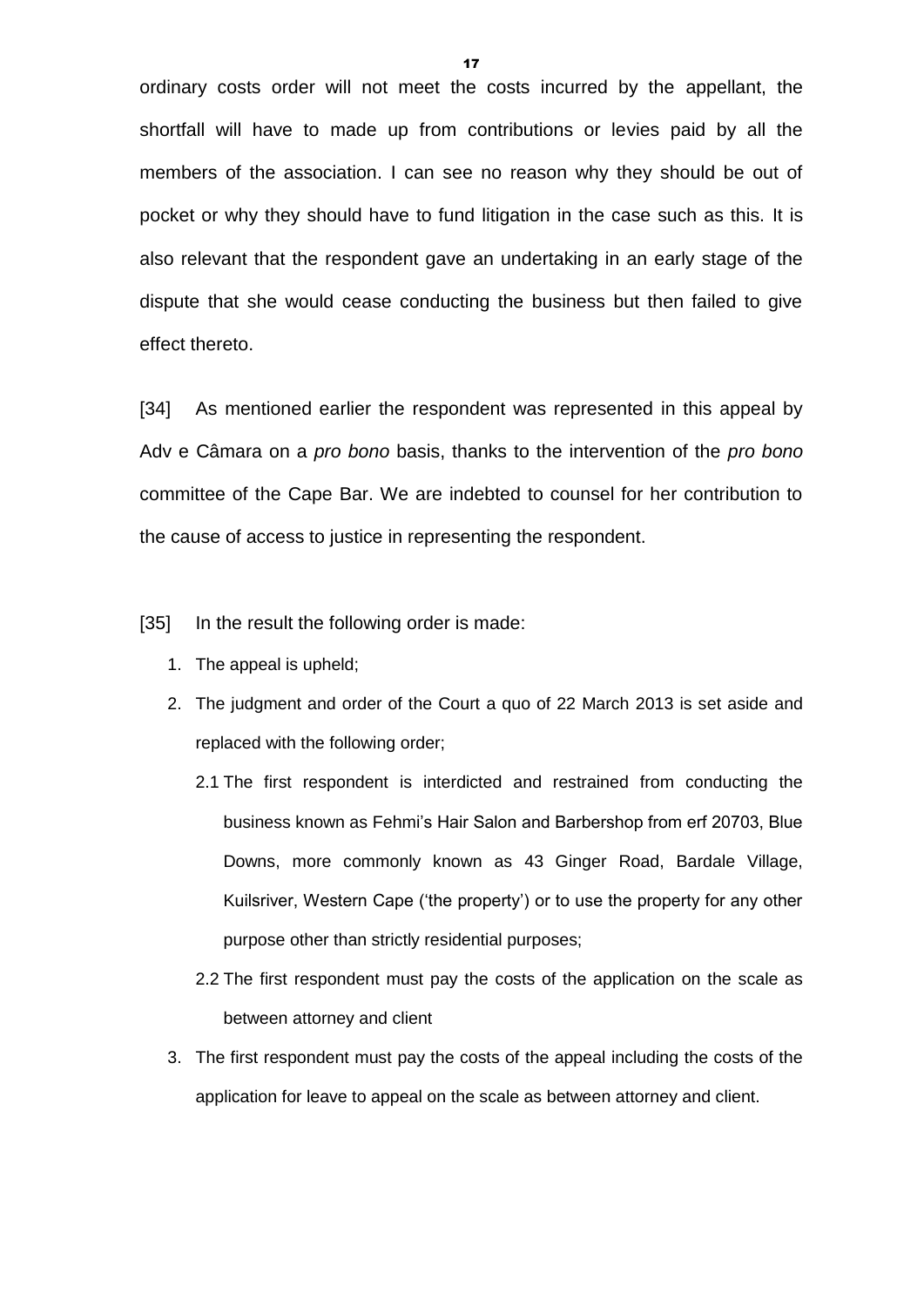ordinary costs order will not meet the costs incurred by the appellant, the shortfall will have to made up from contributions or levies paid by all the members of the association. I can see no reason why they should be out of pocket or why they should have to fund litigation in the case such as this. It is also relevant that the respondent gave an undertaking in an early stage of the dispute that she would cease conducting the business but then failed to give effect thereto.

[34] As mentioned earlier the respondent was represented in this appeal by Adv e Câmara on a *pro bono* basis, thanks to the intervention of the *pro bono* committee of the Cape Bar. We are indebted to counsel for her contribution to the cause of access to justice in representing the respondent.

[35] In the result the following order is made:

1. The appeal is upheld;
2. The judgment and order of the Court a quo of 22 March 2013 is set aside and replaced with the following order;
   - 2.1 The first respondent is interdicted and restrained from conducting the business known as Fehmi's Hair Salon and Barbershop from erf 20703, Blue Downs, more commonly known as 43 Ginger Road, Bardale Village, Kuilsriver, Western Cape ('the property') or to use the property for any other purpose other than strictly residential purposes;
   - 2.2 The first respondent must pay the costs of the application on the scale as between attorney and client
3. The first respondent must pay the costs of the appeal including the costs of the application for leave to appeal on the scale as between attorney and client.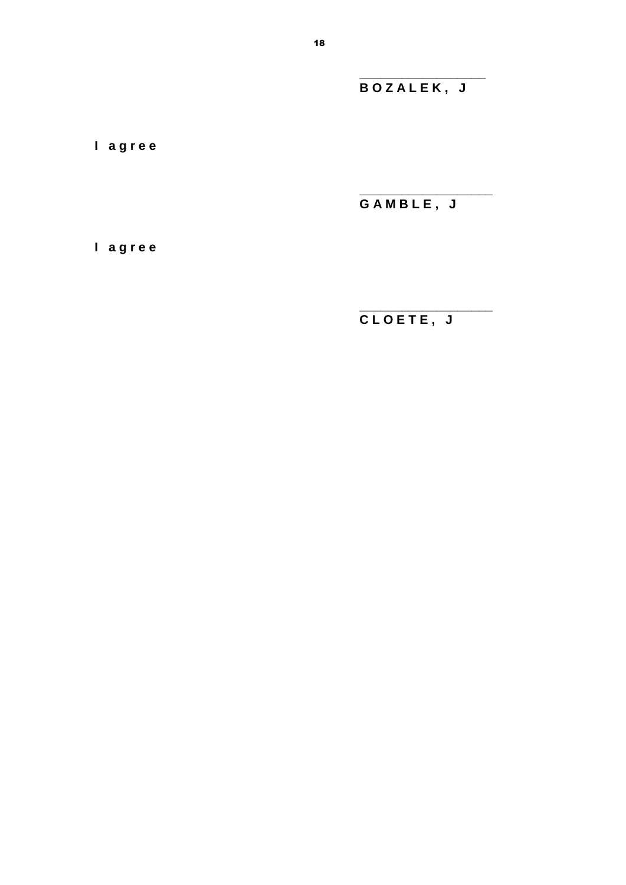\_\_\_\_\_\_\_\_\_\_\_\_\_\_\_\_\_\_\_\_

**BOZALEK, J**

**I agree**

\_\_\_\_\_\_\_\_\_\_\_\_\_\_\_\_\_\_\_\_

**GAMBLE, J**

**I agree**

\_\_\_\_\_\_\_\_\_\_\_\_\_\_\_\_\_\_\_\_

**CLOETE, J**